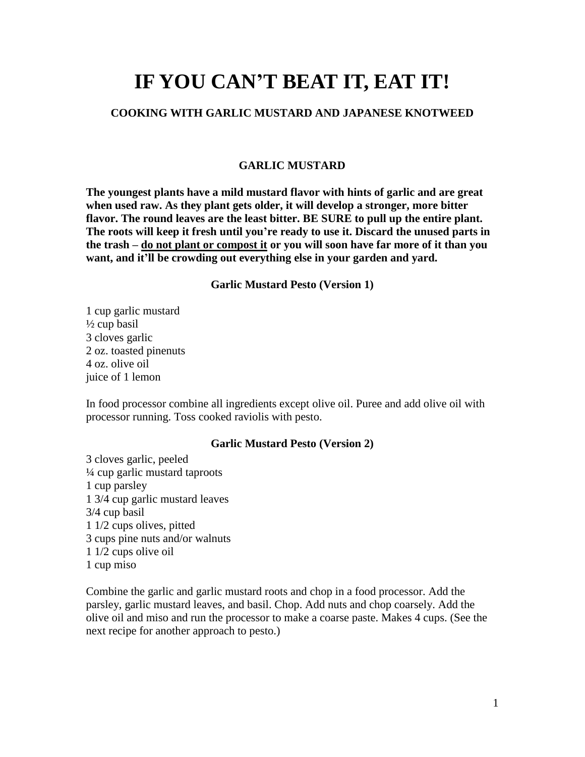# IF YOU CAN'T BEAT IT, EAT IT!

### COOKING WITH GARLIC MUSTARD AND JAPANESE KNOTWEED

## GARLIC MUSTARD

**The youngest plants have a mild mustard flavor with hints of garlic and are great when used raw. As they plant gets older, it will develop a stronger, more bitter flavor. The round leaves are the least bitter. BE SURE to pull up the entire plant. The roots will keep it fresh until you're ready to use it. Discard the unused parts in the trash – <u>do not plant or compost it</u> or you will soon have far more of it than you want, and it'll be crowding out everything else in your garden and yard.**

### Garlic Mustard Pesto (Version 1)

1 cup garlic mustard
½ cup basil
3 cloves garlic
2 oz. toasted pinenuts
4 oz. olive oil
juice of 1 lemon

In food processor combine all ingredients except olive oil. Puree and add olive oil with processor running. Toss cooked raviolis with pesto.

### Garlic Mustard Pesto (Version 2)

3 cloves garlic, peeled
¼ cup garlic mustard taproots
1 cup parsley
1 3/4 cup garlic mustard leaves
3/4 cup basil
1 1/2 cups olives, pitted
3 cups pine nuts and/or walnuts
1 1/2 cups olive oil
1 cup miso

Combine the garlic and garlic mustard roots and chop in a food processor. Add the parsley, garlic mustard leaves, and basil. Chop. Add nuts and chop coarsely. Add the olive oil and miso and run the processor to make a coarse paste. Makes 4 cups. (See the next recipe for another approach to pesto.)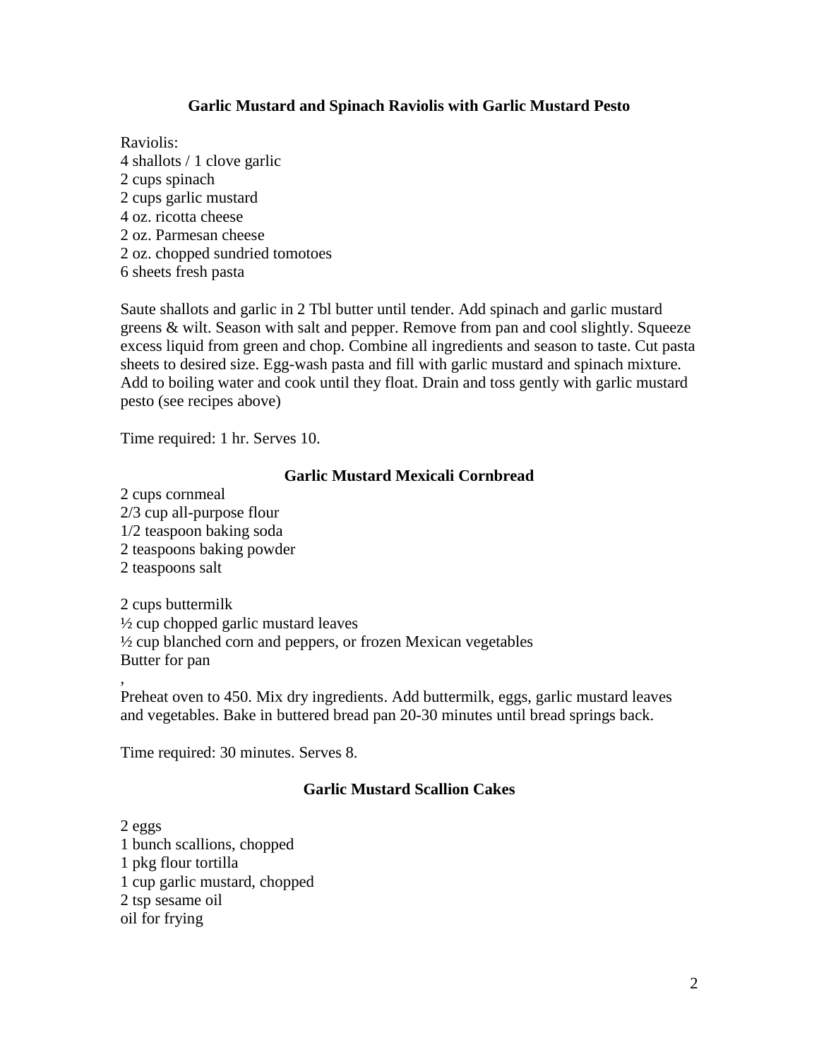## Garlic Mustard and Spinach Raviolis with Garlic Mustard Pesto

Raviolis:
4 shallots / 1 clove garlic
2 cups spinach
2 cups garlic mustard
4 oz. ricotta cheese
2 oz. Parmesan cheese
2 oz. chopped sundried tomotoes
6 sheets fresh pasta

Saute shallots and garlic in 2 Tbl butter until tender. Add spinach and garlic mustard greens & wilt. Season with salt and pepper. Remove from pan and cool slightly. Squeeze excess liquid from green and chop. Combine all ingredients and season to taste. Cut pasta sheets to desired size. Egg-wash pasta and fill with garlic mustard and spinach mixture. Add to boiling water and cook until they float. Drain and toss gently with garlic mustard pesto (see recipes above)

Time required: 1 hr. Serves 10.

## Garlic Mustard Mexicali Cornbread

2 cups cornmeal
2/3 cup all-purpose flour
1/2 teaspoon baking soda
2 teaspoons baking powder
2 teaspoons salt

2 cups buttermilk
½ cup chopped garlic mustard leaves
½ cup blanched corn and peppers, or frozen Mexican vegetables
Butter for pan

,
Preheat oven to 450. Mix dry ingredients. Add buttermilk, eggs, garlic mustard leaves and vegetables. Bake in buttered bread pan 20-30 minutes until bread springs back.

Time required: 30 minutes. Serves 8.

## Garlic Mustard Scallion Cakes

2 eggs
1 bunch scallions, chopped
1 pkg flour tortilla
1 cup garlic mustard, chopped
2 tsp sesame oil
oil for frying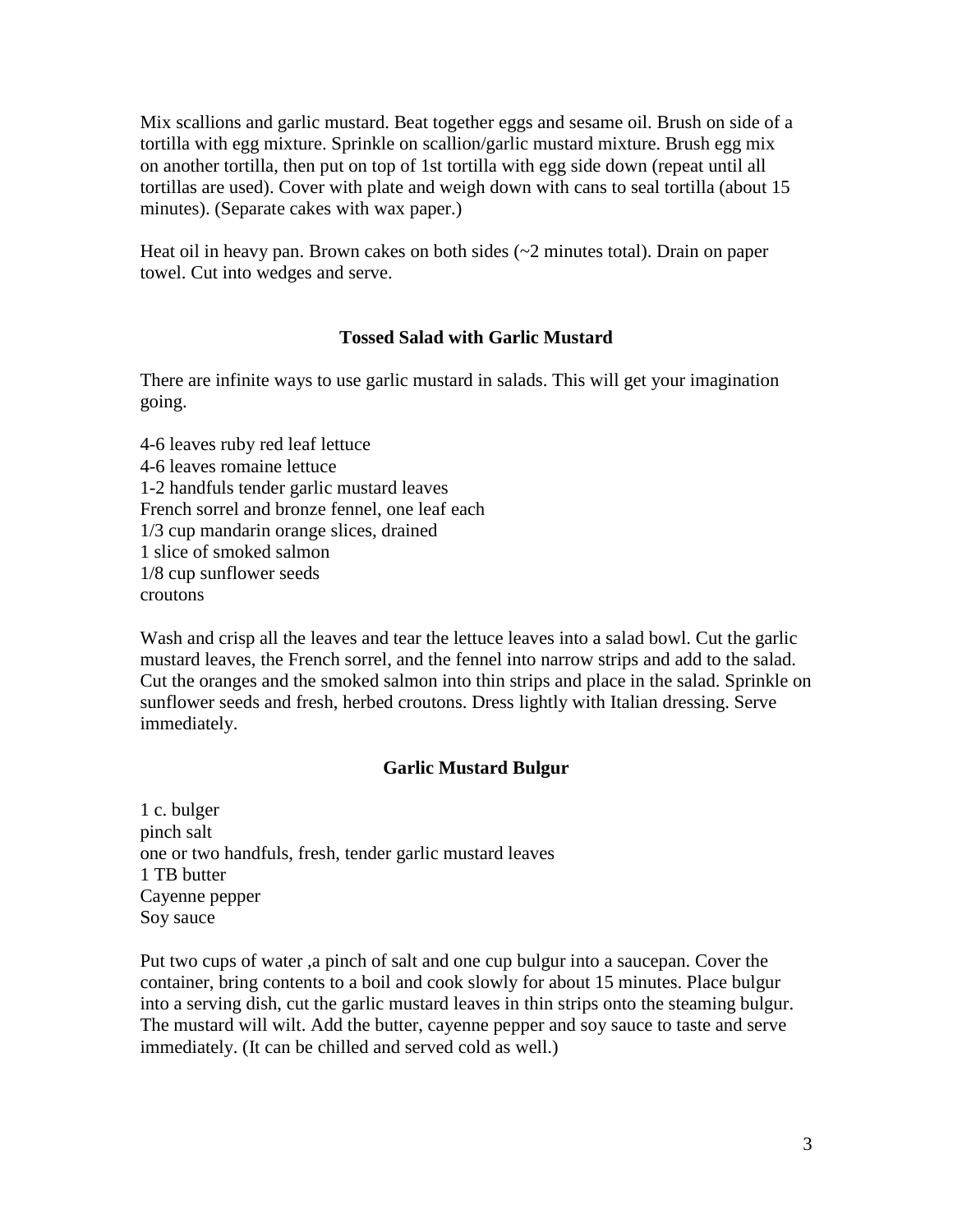Mix scallions and garlic mustard. Beat together eggs and sesame oil. Brush on side of a tortilla with egg mixture. Sprinkle on scallion/garlic mustard mixture. Brush egg mix on another tortilla, then put on top of 1st tortilla with egg side down (repeat until all tortillas are used). Cover with plate and weigh down with cans to seal tortilla (about 15 minutes). (Separate cakes with wax paper.)

Heat oil in heavy pan. Brown cakes on both sides (~2 minutes total). Drain on paper towel. Cut into wedges and serve.

### Tossed Salad with Garlic Mustard

There are infinite ways to use garlic mustard in salads. This will get your imagination going.

4-6 leaves ruby red leaf lettuce  
4-6 leaves romaine lettuce  
1-2 handfuls tender garlic mustard leaves  
French sorrel and bronze fennel, one leaf each  
1/3 cup mandarin orange slices, drained  
1 slice of smoked salmon  
1/8 cup sunflower seeds  
croutons

Wash and crisp all the leaves and tear the lettuce leaves into a salad bowl. Cut the garlic mustard leaves, the French sorrel, and the fennel into narrow strips and add to the salad. Cut the oranges and the smoked salmon into thin strips and place in the salad. Sprinkle on sunflower seeds and fresh, herbed croutons. Dress lightly with Italian dressing. Serve immediately.

### Garlic Mustard Bulgur

1 c. bulger  
pinch salt  
one or two handfuls, fresh, tender garlic mustard leaves  
1 TB butter  
Cayenne pepper  
Soy sauce

Put two cups of water ,a pinch of salt and one cup bulgur into a saucepan. Cover the container, bring contents to a boil and cook slowly for about 15 minutes. Place bulgur into a serving dish, cut the garlic mustard leaves in thin strips onto the steaming bulgur. The mustard will wilt. Add the butter, cayenne pepper and soy sauce to taste and serve immediately. (It can be chilled and served cold as well.)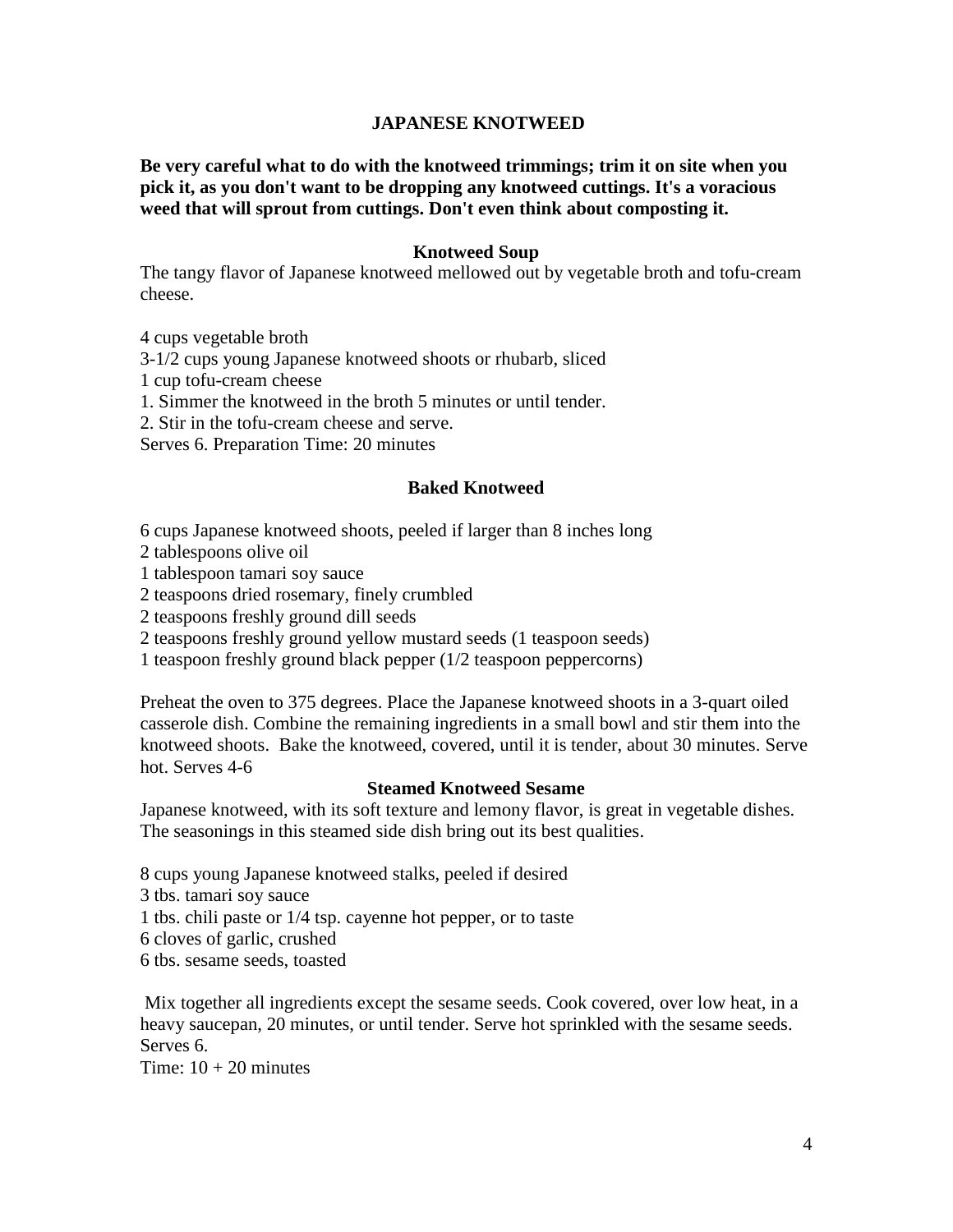## JAPANESE KNOTWEED

**Be very careful what to do with the knotweed trimmings; trim it on site when you pick it, as you don't want to be dropping any knotweed cuttings. It's a voracious weed that will sprout from cuttings. Don't even think about composting it.**

### Knotweed Soup

The tangy flavor of Japanese knotweed mellowed out by vegetable broth and tofu-cream cheese.

4 cups vegetable broth
3-1/2 cups young Japanese knotweed shoots or rhubarb, sliced
1 cup tofu-cream cheese
1. Simmer the knotweed in the broth 5 minutes or until tender.
2. Stir in the tofu-cream cheese and serve.
Serves 6. Preparation Time: 20 minutes

### Baked Knotweed

6 cups Japanese knotweed shoots, peeled if larger than 8 inches long
2 tablespoons olive oil
1 tablespoon tamari soy sauce
2 teaspoons dried rosemary, finely crumbled
2 teaspoons freshly ground dill seeds
2 teaspoons freshly ground yellow mustard seeds (1 teaspoon seeds)
1 teaspoon freshly ground black pepper (1/2 teaspoon peppercorns)

Preheat the oven to 375 degrees. Place the Japanese knotweed shoots in a 3-quart oiled casserole dish. Combine the remaining ingredients in a small bowl and stir them into the knotweed shoots. Bake the knotweed, covered, until it is tender, about 30 minutes. Serve hot. Serves 4-6

### Steamed Knotweed Sesame

Japanese knotweed, with its soft texture and lemony flavor, is great in vegetable dishes. The seasonings in this steamed side dish bring out its best qualities.

8 cups young Japanese knotweed stalks, peeled if desired
3 tbs. tamari soy sauce
1 tbs. chili paste or 1/4 tsp. cayenne hot pepper, or to taste
6 cloves of garlic, crushed
6 tbs. sesame seeds, toasted

Mix together all ingredients except the sesame seeds. Cook covered, over low heat, in a heavy saucepan, 20 minutes, or until tender. Serve hot sprinkled with the sesame seeds. Serves 6.
Time: 10 + 20 minutes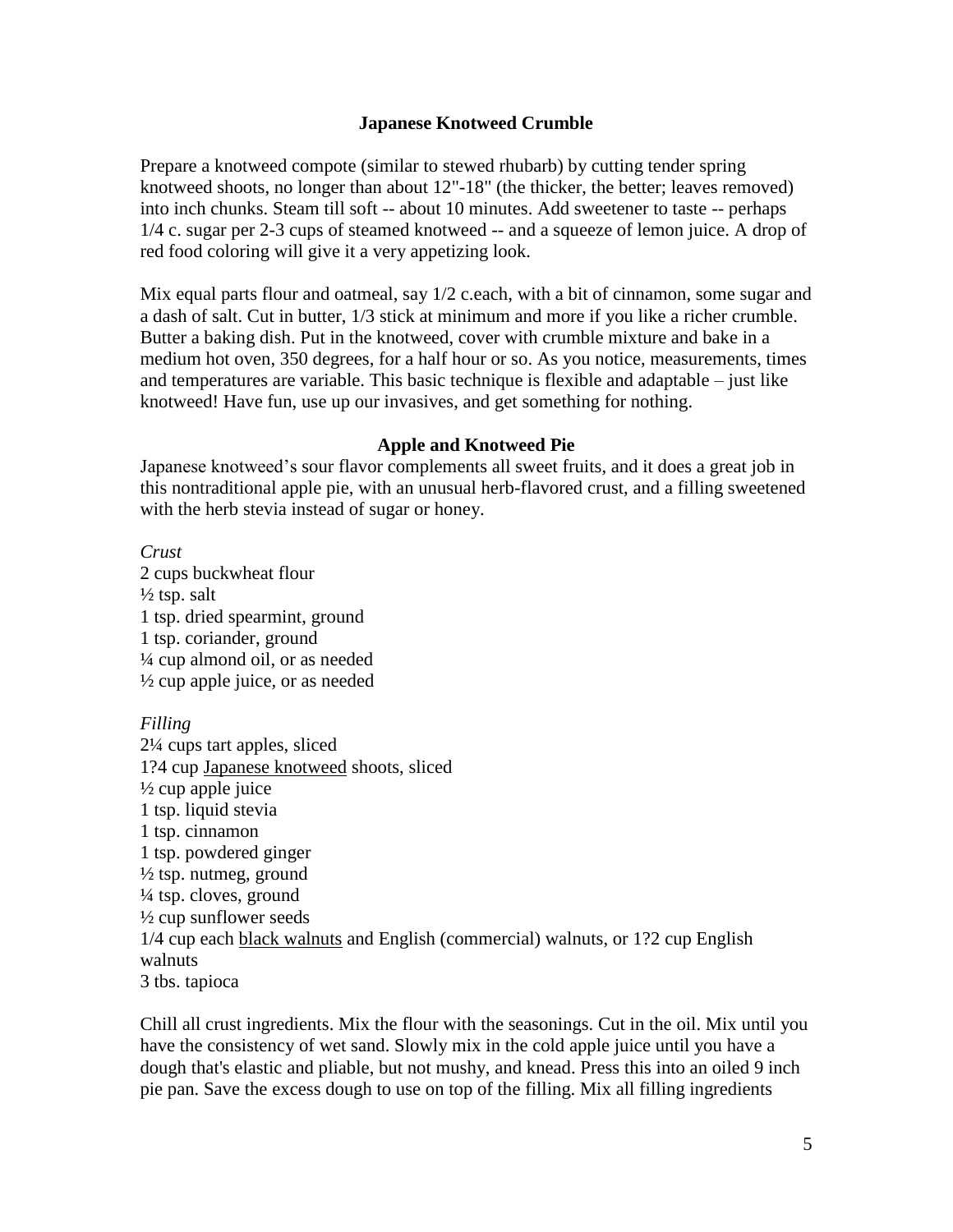### Japanese Knotweed Crumble

Prepare a knotweed compote (similar to stewed rhubarb) by cutting tender spring knotweed shoots, no longer than about 12"-18" (the thicker, the better; leaves removed) into inch chunks. Steam till soft -- about 10 minutes. Add sweetener to taste -- perhaps 1/4 c. sugar per 2-3 cups of steamed knotweed -- and a squeeze of lemon juice. A drop of red food coloring will give it a very appetizing look.

Mix equal parts flour and oatmeal, say 1/2 c.each, with a bit of cinnamon, some sugar and a dash of salt. Cut in butter, 1/3 stick at minimum and more if you like a richer crumble. Butter a baking dish. Put in the knotweed, cover with crumble mixture and bake in a medium hot oven, 350 degrees, for a half hour or so. As you notice, measurements, times and temperatures are variable. This basic technique is flexible and adaptable – just like knotweed! Have fun, use up our invasives, and get something for nothing.

### Apple and Knotweed Pie

Japanese knotweed's sour flavor complements all sweet fruits, and it does a great job in this nontraditional apple pie, with an unusual herb-flavored crust, and a filling sweetened with the herb stevia instead of sugar or honey.

*Crust*

2 cups buckwheat flour
½ tsp. salt
1 tsp. dried spearmint, ground
1 tsp. coriander, ground
¼ cup almond oil, or as needed
½ cup apple juice, or as needed

*Filling*

2¼ cups tart apples, sliced
1?4 cup Japanese knotweed shoots, sliced
½ cup apple juice
1 tsp. liquid stevia
1 tsp. cinnamon
1 tsp. powdered ginger
½ tsp. nutmeg, ground
¼ tsp. cloves, ground
½ cup sunflower seeds
1/4 cup each black walnuts and English (commercial) walnuts, or 1?2 cup English walnuts
3 tbs. tapioca

Chill all crust ingredients. Mix the flour with the seasonings. Cut in the oil. Mix until you have the consistency of wet sand. Slowly mix in the cold apple juice until you have a dough that's elastic and pliable, but not mushy, and knead. Press this into an oiled 9 inch pie pan. Save the excess dough to use on top of the filling. Mix all filling ingredients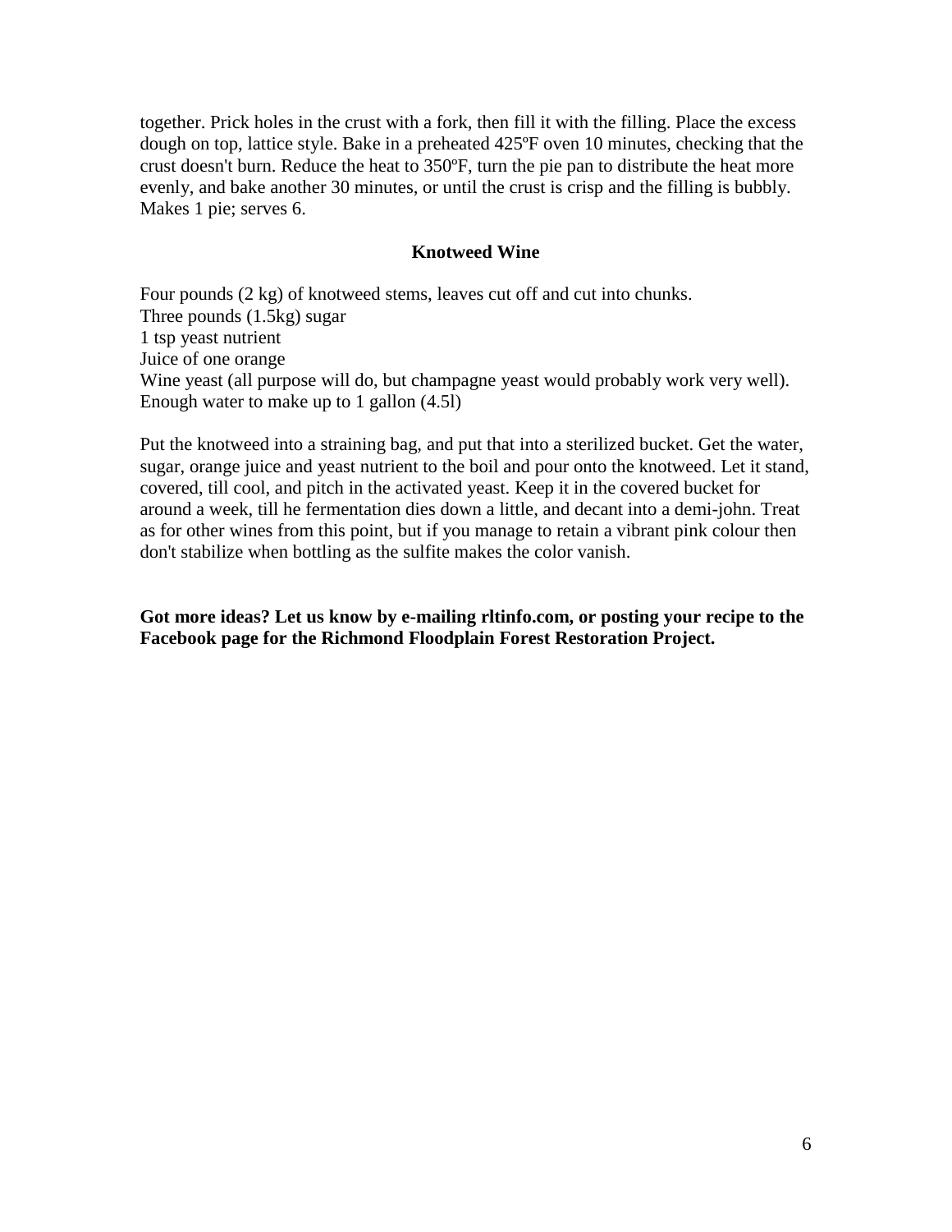together. Prick holes in the crust with a fork, then fill it with the filling. Place the excess dough on top, lattice style. Bake in a preheated 425ºF oven 10 minutes, checking that the crust doesn't burn. Reduce the heat to 350ºF, turn the pie pan to distribute the heat more evenly, and bake another 30 minutes, or until the crust is crisp and the filling is bubbly. Makes 1 pie; serves 6.

### Knotweed Wine

Four pounds (2 kg) of knotweed stems, leaves cut off and cut into chunks.
Three pounds (1.5kg) sugar
1 tsp yeast nutrient
Juice of one orange
Wine yeast (all purpose will do, but champagne yeast would probably work very well).
Enough water to make up to 1 gallon (4.5l)

Put the knotweed into a straining bag, and put that into a sterilized bucket. Get the water, sugar, orange juice and yeast nutrient to the boil and pour onto the knotweed. Let it stand, covered, till cool, and pitch in the activated yeast. Keep it in the covered bucket for around a week, till he fermentation dies down a little, and decant into a demi-john. Treat as for other wines from this point, but if you manage to retain a vibrant pink colour then don't stabilize when bottling as the sulfite makes the color vanish.

**Got more ideas? Let us know by e-mailing rltinfo.com, or posting your recipe to the Facebook page for the Richmond Floodplain Forest Restoration Project.**